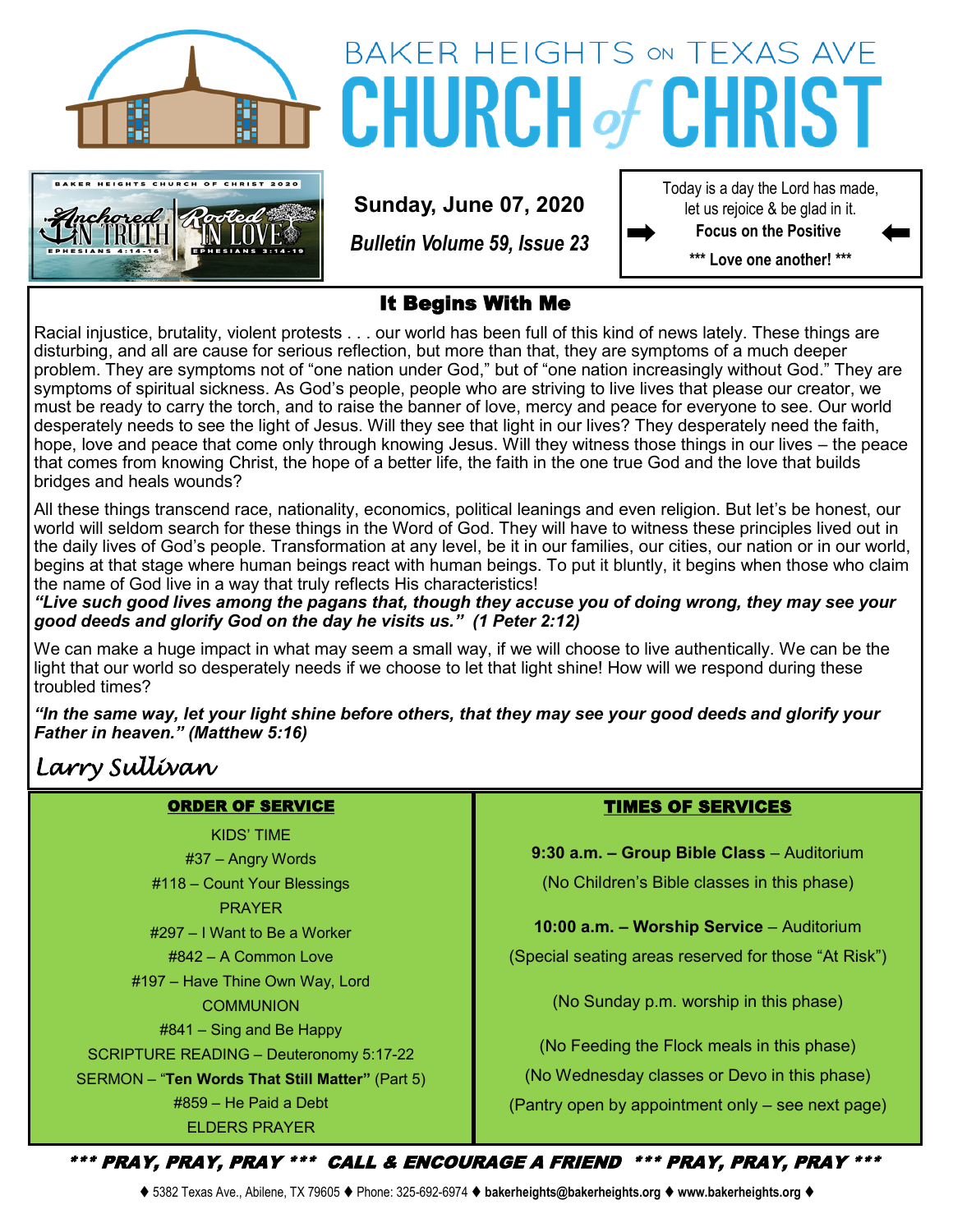# BAKER HEIGHTS ON TEXAS AVE CHURCH of CHRIST

BAKER HEIGHTS CHURCH OF CHRIST 2020 — Anchored IN TRUTH (EPHESIANS 4:14-16) — Rooted IN LOVE (EPHESIANS 3:14-19)

**Sunday, June 07, 2020**

***Bulletin Volume 59, Issue 23***

Today is a day the Lord has made,
let us rejoice & be glad in it.
**Focus on the Positive**
**\*\*\* Love one another! \*\*\***

## It Begins With Me

Racial injustice, brutality, violent protests . . . our world has been full of this kind of news lately. These things are disturbing, and all are cause for serious reflection, but more than that, they are symptoms of a much deeper problem. They are symptoms not of "one nation under God," but of "one nation increasingly without God." They are symptoms of spiritual sickness. As God's people, people who are striving to live lives that please our creator, we must be ready to carry the torch, and to raise the banner of love, mercy and peace for everyone to see. Our world desperately needs to see the light of Jesus. Will they see that light in our lives? They desperately need the faith, hope, love and peace that come only through knowing Jesus. Will they witness those things in our lives – the peace that comes from knowing Christ, the hope of a better life, the faith in the one true God and the love that builds bridges and heals wounds?

All these things transcend race, nationality, economics, political leanings and even religion. But let's be honest, our world will seldom search for these things in the Word of God. They will have to witness these principles lived out in the daily lives of God's people. Transformation at any level, be it in our families, our cities, our nation or in our world, begins at that stage where human beings react with human beings. To put it bluntly, it begins when those who claim the name of God live in a way that truly reflects His characteristics!

***"Live such good lives among the pagans that, though they accuse you of doing wrong, they may see your good deeds and glorify God on the day he visits us." (1 Peter 2:12)***

We can make a huge impact in what may seem a small way, if we will choose to live authentically. We can be the light that our world so desperately needs if we choose to let that light shine! How will we respond during these troubled times?

***"In the same way, let your light shine before others, that they may see your good deeds and glorify your Father in heaven." (Matthew 5:16)***

*Larry Sullivan*

### ORDER OF SERVICE

KIDS' TIME
#37 – Angry Words
#118 – Count Your Blessings
PRAYER
#297 – I Want to Be a Worker
#842 – A Common Love
#197 – Have Thine Own Way, Lord
COMMUNION
#841 – Sing and Be Happy
SCRIPTURE READING – Deuteronomy 5:17-22
SERMON – "**Ten Words That Still Matter"** (Part 5)
#859 – He Paid a Debt
ELDERS PRAYER

### TIMES OF SERVICES

**9:30 a.m. – Group Bible Class** – Auditorium
(No Children's Bible classes in this phase)

**10:00 a.m. – Worship Service** – Auditorium
(Special seating areas reserved for those "At Risk")

(No Sunday p.m. worship in this phase)

(No Feeding the Flock meals in this phase)
(No Wednesday classes or Devo in this phase)
(Pantry open by appointment only – see next page)

***\*\*\* PRAY, PRAY, PRAY \*\*\* CALL & ENCOURAGE A FRIEND \*\*\* PRAY, PRAY, PRAY \*\*\****

♦ 5382 Texas Ave., Abilene, TX 79605 ♦ Phone: 325-692-6974 ♦ **bakerheights@bakerheights.org** ♦ **www.bakerheights.org** ♦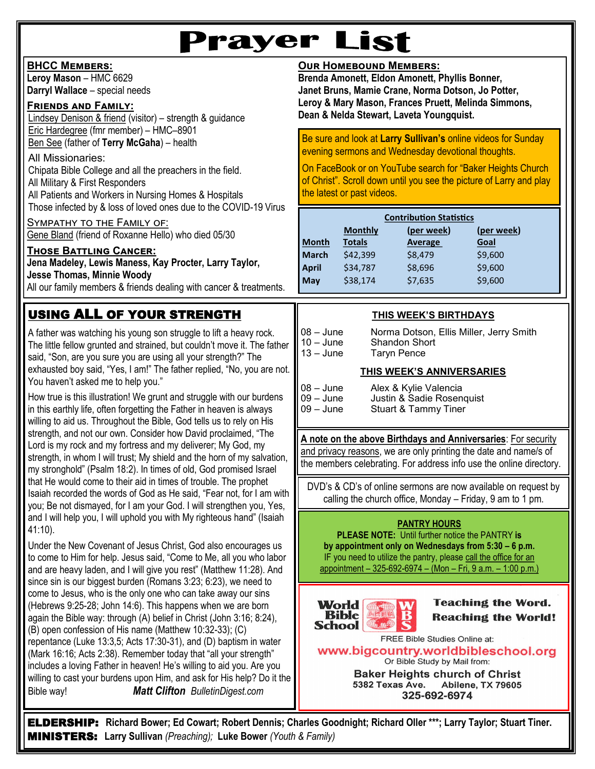# Prayer List

**BHCC MEMBERS:**

**Leroy Mason** – HMC 6629
**Darryl Wallace** – special needs

**FRIENDS AND FAMILY:**

Lindsey Denison & friend (visitor) – strength & guidance
Eric Hardegree (fmr member) – HMC–8901
Ben See (father of **Terry McGaha**) – health

All Missionaries:
Chipata Bible College and all the preachers in the field.
All Military & First Responders
All Patients and Workers in Nursing Homes & Hospitals
Those infected by & loss of loved ones due to the COVID-19 Virus

SYMPATHY TO THE FAMILY OF:

Gene Bland (friend of Roxanne Hello) who died 05/30

**THOSE BATTLING CANCER:**

**Jena Madeley, Lewis Maness, Kay Procter, Larry Taylor, Jesse Thomas, Minnie Woody**
All our family members & friends dealing with cancer & treatments.

**OUR HOMEBOUND MEMBERS:**

**Brenda Amonett, Eldon Amonett, Phyllis Bonner, Janet Bruns, Mamie Crane, Norma Dotson, Jo Potter, Leroy & Mary Mason, Frances Pruett, Melinda Simmons, Dean & Nelda Stewart, Laveta Youngquist.**

Be sure and look at **Larry Sullivan's** online videos for Sunday evening sermons and Wednesday devotional thoughts.

On FaceBook or on YouTube search for "Baker Heights Church of Christ". Scroll down until you see the picture of Larry and play the latest or past videos.

**Contribution Statistics**

| Month | Monthly Totals | (per week) Average | (per week) Goal |
|---|---|---|---|
| March | $42,399 | $8,479 | $9,600 |
| April | $34,787 | $8,696 | $9,600 |
| May | $38,174 | $7,635 | $9,600 |

## USING ALL OF YOUR STRENGTH

A father was watching his young son struggle to lift a heavy rock. The little fellow grunted and strained, but couldn't move it. The father said, "Son, are you sure you are using all your strength?" The exhausted boy said, "Yes, I am!" The father replied, "No, you are not. You haven't asked me to help you."

How true is this illustration! We grunt and struggle with our burdens in this earthly life, often forgetting the Father in heaven is always willing to aid us. Throughout the Bible, God tells us to rely on His strength, and not our own. Consider how David proclaimed, "The Lord is my rock and my fortress and my deliverer; My God, my strength, in whom I will trust; My shield and the horn of my salvation, my stronghold" (Psalm 18:2). In times of old, God promised Israel that He would come to their aid in times of trouble. The prophet Isaiah recorded the words of God as He said, "Fear not, for I am with you; Be not dismayed, for I am your God. I will strengthen you, Yes, and I will help you, I will uphold you with My righteous hand" (Isaiah 41:10).

Under the New Covenant of Jesus Christ, God also encourages us to come to Him for help. Jesus said, "Come to Me, all you who labor and are heavy laden, and I will give you rest" (Matthew 11:28). And since sin is our biggest burden (Romans 3:23; 6:23), we need to come to Jesus, who is the only one who can take away our sins (Hebrews 9:25-28; John 14:6). This happens when we are born again the Bible way: through (A) belief in Christ (John 3:16; 8:24), (B) open confession of His name (Matthew 10:32-33); (C) repentance (Luke 13:3,5; Acts 17:30-31), and (D) baptism in water (Mark 16:16; Acts 2:38). Remember today that "all your strength" includes a loving Father in heaven! He's willing to aid you. Are you willing to cast your burdens upon Him, and ask for His help? Do it the Bible way! ***Matt Clifton*** *BulletinDigest.com*

**THIS WEEK'S BIRTHDAYS**

| | |
|---|---|
| 08 – June | Norma Dotson, Ellis Miller, Jerry Smith |
| 10 – June | Shandon Short |
| 13 – June | Taryn Pence |

**THIS WEEK'S ANNIVERSARIES**

| | |
|---|---|
| 08 – June | Alex & Kylie Valencia |
| 09 – June | Justin & Sadie Rosenquist |
| 09 – June | Stuart & Tammy Tiner |

**A note on the above Birthdays and Anniversaries**: For security and privacy reasons, we are only printing the date and name/s of the members celebrating. For address info use the online directory.

DVD's & CD's of online sermons are now available on request by calling the church office, Monday – Friday, 9 am to 1 pm.

**PANTRY HOURS**

**PLEASE NOTE:** Until further notice the PANTRY **is by appointment only on Wednesdays from 5:30 – 6 p.m.** IF you need to utilize the pantry, please call the office for an appointment – 325-692-6974 – (Mon – Fri, 9 a.m. – 1:00 p.m.)

World Bible School — Teaching the Word. Reaching the World!

FREE Bible Studies Online at:
www.bigcountry.worldbibleschool.org
Or Bible Study by Mail from:
**Baker Heights church of Christ**
5382 Texas Ave. Abilene, TX 79605
325-692-6974

**ELDERSHIP:** Richard Bower; Ed Cowart; Robert Dennis; Charles Goodnight; Richard Oller ***; Larry Taylor; Stuart Tiner.
**MINISTERS:** Larry Sullivan *(Preaching)*; Luke Bower *(Youth & Family)*